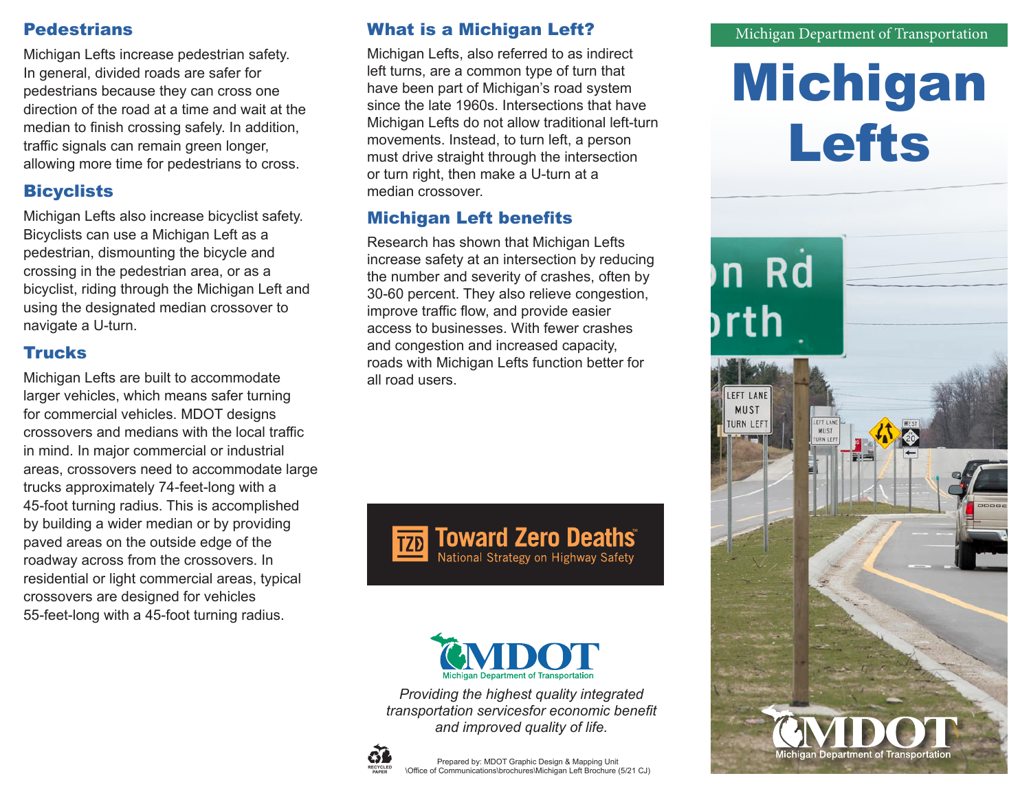Michigan Department of Transportation

# Michigan Lefts

## What is a Michigan Left?

Michigan Lefts, also referred to as indirect left turns, are a common type of turn that have been part of Michigan's road system since the late 1960s. Intersections that have Michigan Lefts do not allow traditional left-turn movements. Instead, to turn left, a person must drive straight through the intersection or turn right, then make a U-turn at a median crossover.

## Michigan Left benefits

Research has shown that Michigan Lefts increase safety at an intersection by reducing the number and severity of crashes, often by 30-60 percent. They also relieve congestion, improve traffic flow, and provide easier access to businesses. With fewer crashes and congestion and increased capacity, roads with Michigan Lefts function better for all road users.

## Pedestrians

Michigan Lefts increase pedestrian safety. In general, divided roads are safer for pedestrians because they can cross one direction of the road at a time and wait at the median to finish crossing safely. In addition, traffic signals can remain green longer, allowing more time for pedestrians to cross.

## Bicyclists

Michigan Lefts also increase bicyclist safety. Bicyclists can use a Michigan Left as a pedestrian, dismounting the bicycle and crossing in the pedestrian area, or as a bicyclist, riding through the Michigan Left and using the designated median crossover to navigate a U-turn.

## Trucks

Michigan Lefts are built to accommodate larger vehicles, which means safer turning for commercial vehicles. MDOT designs crossovers and medians with the local traffic in mind. In major commercial or industrial areas, crossovers need to accommodate large trucks approximately 74-feet-long with a 45-foot turning radius. This is accomplished by building a wider median or by providing paved areas on the outside edge of the roadway across from the crossovers. In residential or light commercial areas, typical crossovers are designed for vehicles 55-feet-long with a 45-foot turning radius.

Toward Zero Deaths™ National Strategy on Highway Safety

MDOT Michigan Department of Transportation

*Providing the highest quality integrated transportation servicesfor economic benefit and improved quality of life.*

RECYCLED PAPER

Prepared by: MDOT Graphic Design & Mapping Unit
\Office of Communications\brochures\Michigan Left Brochure (5/21 CJ)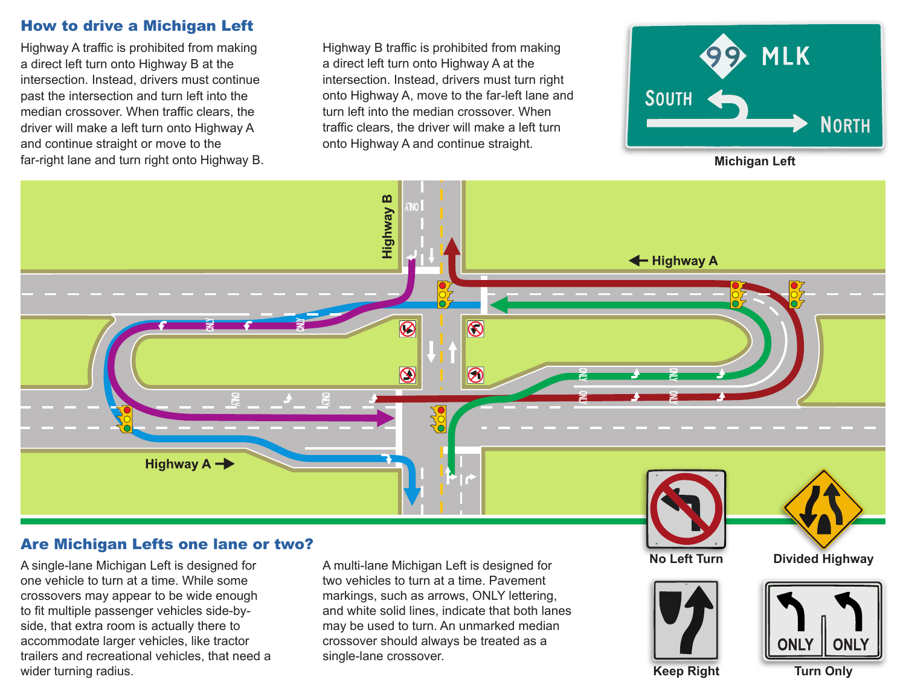## How to drive a Michigan Left

Highway A traffic is prohibited from making a direct left turn onto Highway B at the intersection. Instead, drivers must continue past the intersection and turn left into the median crossover. When traffic clears, the driver will make a left turn onto Highway A and continue straight or move to the far-right lane and turn right onto Highway B.

Highway B traffic is prohibited from making a direct left turn onto Highway A at the intersection. Instead, drivers must turn right onto Highway A, move to the far-left lane and turn left into the median crossover. When traffic clears, the driver will make a left turn onto Highway A and continue straight.

99 MLK

SOUTH

NORTH

Michigan Left

Highway B

Highway A

Highway A

ONLY

## Are Michigan Lefts one lane or two?

A single-lane Michigan Left is designed for one vehicle to turn at a time. While some crossovers may appear to be wide enough to fit multiple passenger vehicles side-by-side, that extra room is actually there to accommodate larger vehicles, like tractor trailers and recreational vehicles, that need a wider turning radius.

A multi-lane Michigan Left is designed for two vehicles to turn at a time. Pavement markings, such as arrows, ONLY lettering, and white solid lines, indicate that both lanes may be used to turn. An unmarked median crossover should always be treated as a single-lane crossover.

No Left Turn

Divided Highway

Keep Right

ONLY ONLY

Turn Only